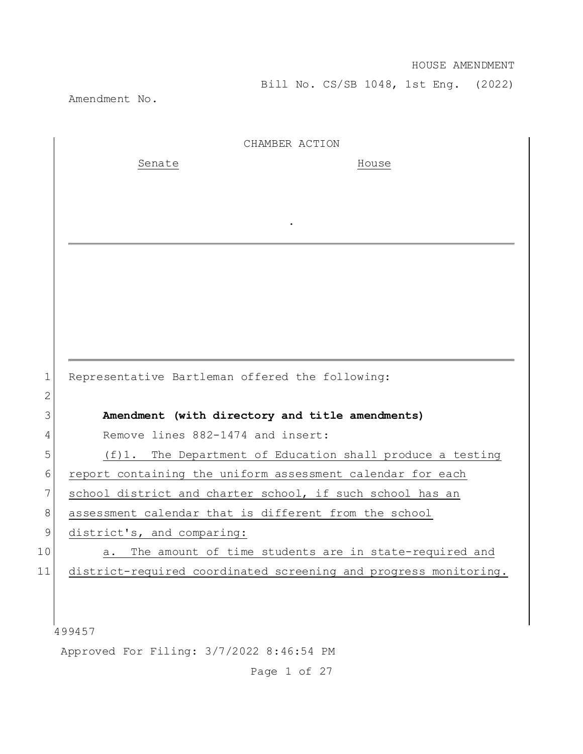HOUSE AMENDMENT

Bill No. CS/SB 1048, 1st Eng. (2022)

Amendment No.

CHAMBER ACTION

Senate House

.

1 Representative Bartleman offered the following:

2

3 **Amendment (with directory and title amendments)**

4 Remove lines 882-1474 and insert:

5 <u>(f)1. The Department of Education shall produce a testing</u>

6 <u>report containing the uniform assessment calendar for each</u>

7 <u>school district and charter school, if such school has an</u>

8 <u>assessment calendar that is different from the school</u>

9 <u>district's, and comparing:</u>

10 <u>a. The amount of time students are in state-required and</u>

11 <u>district-required coordinated screening and progress monitoring.</u>

499457

Approved For Filing: 3/7/2022 8:46:54 PM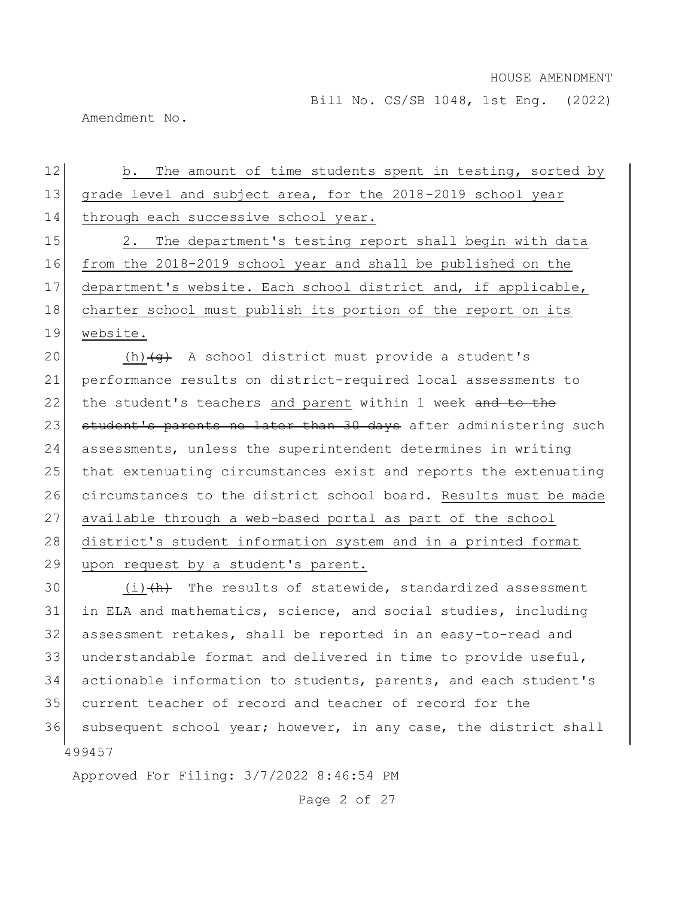b. The amount of time students spent in testing, sorted by grade level and subject area, for the 2018-2019 school year through each successive school year.

2. The department's testing report shall begin with data from the 2018-2019 school year and shall be published on the department's website. Each school district and, if applicable, charter school must publish its portion of the report on its website.

(h) ~~(g)~~ A school district must provide a student's performance results on district-required local assessments to the student's teachers and parent within 1 week ~~and to the student's parents no later than 30 days~~ after administering such assessments, unless the superintendent determines in writing that extenuating circumstances exist and reports the extenuating circumstances to the district school board. Results must be made available through a web-based portal as part of the school district's student information system and in a printed format upon request by a student's parent.

(i) ~~(h)~~ The results of statewide, standardized assessment in ELA and mathematics, science, and social studies, including assessment retakes, shall be reported in an easy-to-read and understandable format and delivered in time to provide useful, actionable information to students, parents, and each student's current teacher of record and teacher of record for the subsequent school year; however, in any case, the district shall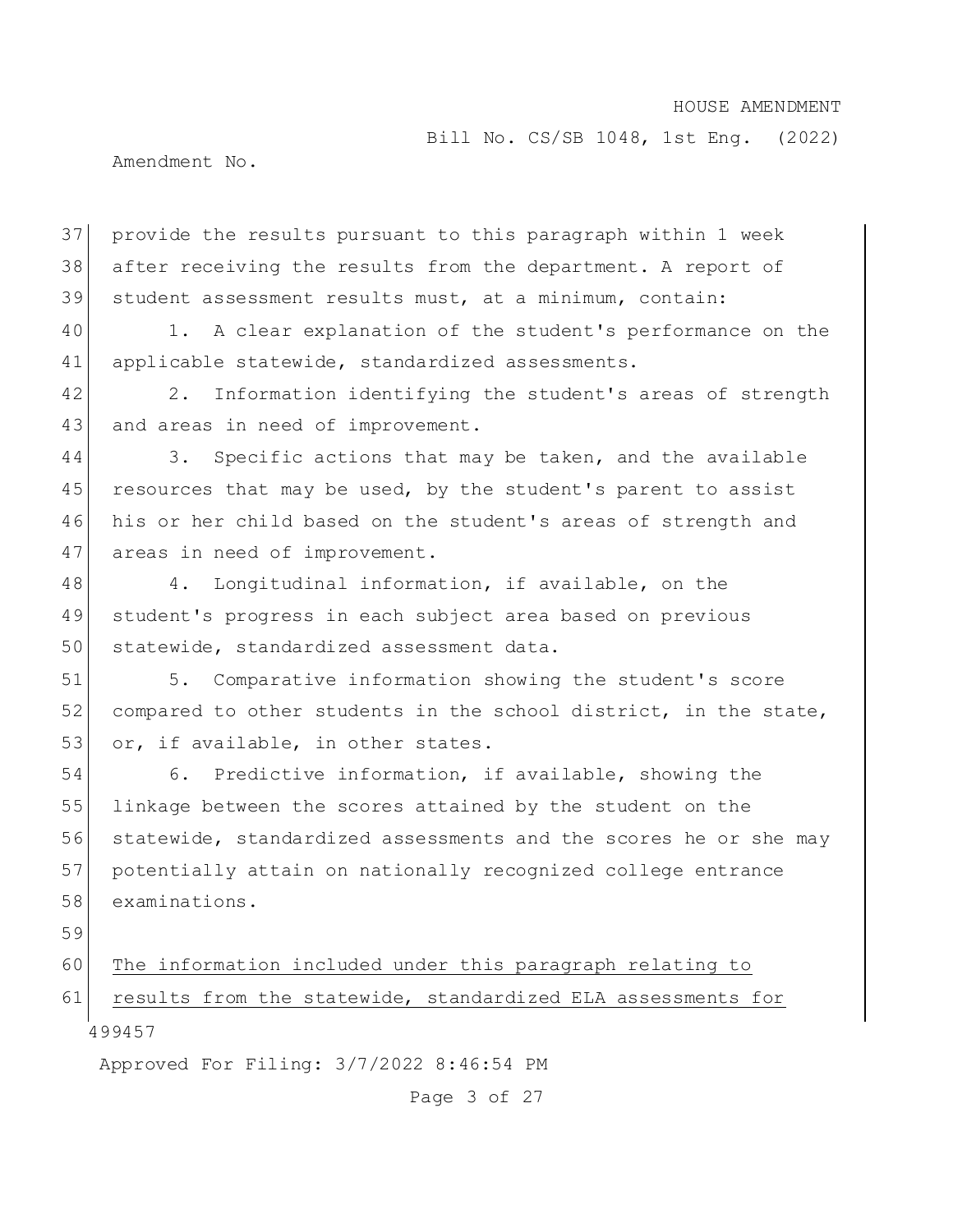provide the results pursuant to this paragraph within 1 week after receiving the results from the department. A report of student assessment results must, at a minimum, contain:

1. A clear explanation of the student's performance on the applicable statewide, standardized assessments.

2. Information identifying the student's areas of strength and areas in need of improvement.

3. Specific actions that may be taken, and the available resources that may be used, by the student's parent to assist his or her child based on the student's areas of strength and areas in need of improvement.

4. Longitudinal information, if available, on the student's progress in each subject area based on previous statewide, standardized assessment data.

5. Comparative information showing the student's score compared to other students in the school district, in the state, or, if available, in other states.

6. Predictive information, if available, showing the linkage between the scores attained by the student on the statewide, standardized assessments and the scores he or she may potentially attain on nationally recognized college entrance examinations.

<u>The information included under this paragraph relating to results from the statewide, standardized ELA assessments for</u>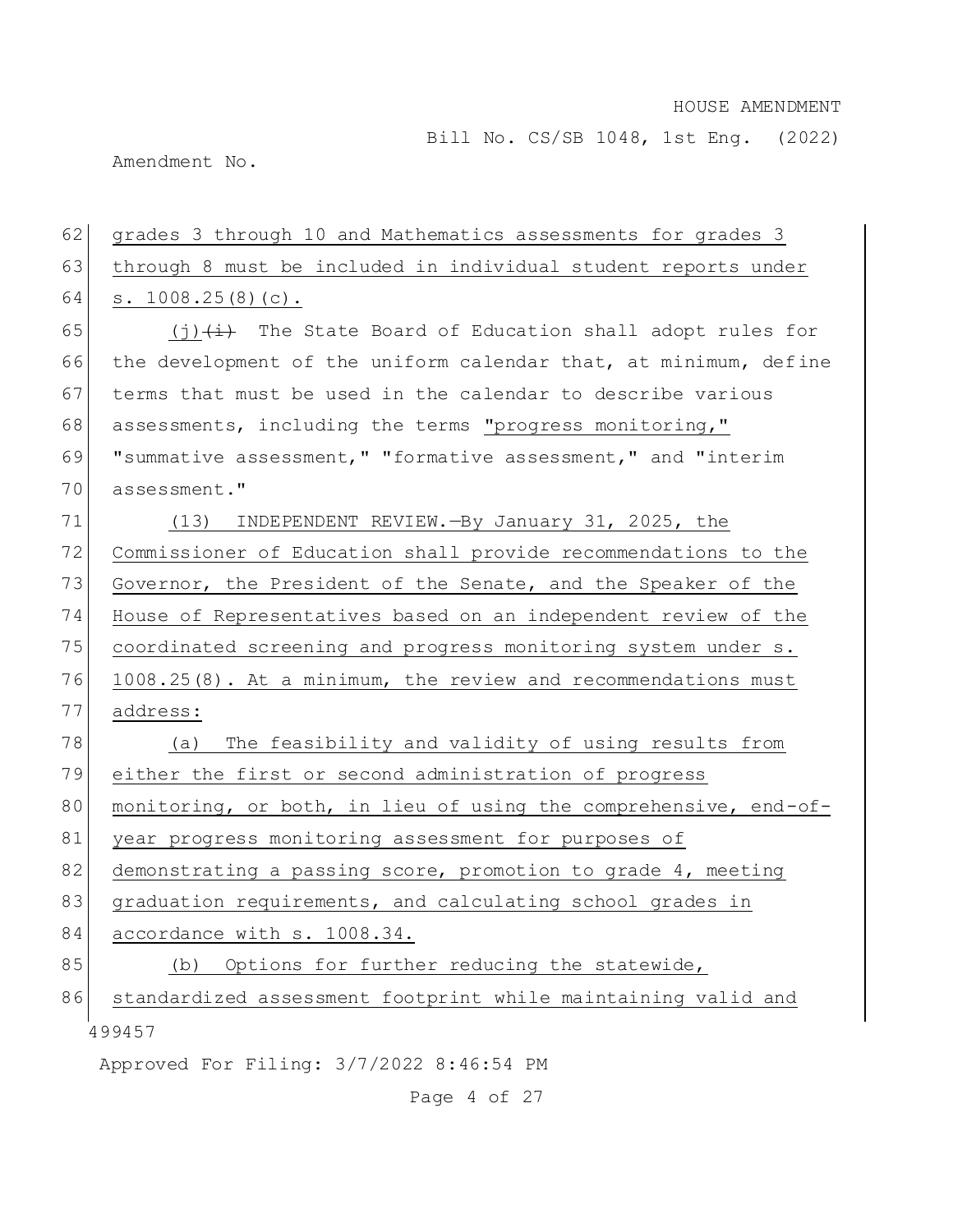grades 3 through 10 and Mathematics assessments for grades 3 through 8 must be included in individual student reports under s. 1008.25(8)(c).

(j) ~~(i)~~ The State Board of Education shall adopt rules for the development of the uniform calendar that, at minimum, define terms that must be used in the calendar to describe various assessments, including the terms "progress monitoring," "summative assessment," "formative assessment," and "interim assessment."

(13) INDEPENDENT REVIEW.—By January 31, 2025, the Commissioner of Education shall provide recommendations to the Governor, the President of the Senate, and the Speaker of the House of Representatives based on an independent review of the coordinated screening and progress monitoring system under s. 1008.25(8). At a minimum, the review and recommendations must address:

(a) The feasibility and validity of using results from either the first or second administration of progress monitoring, or both, in lieu of using the comprehensive, end-of-year progress monitoring assessment for purposes of demonstrating a passing score, promotion to grade 4, meeting graduation requirements, and calculating school grades in accordance with s. 1008.34.

(b) Options for further reducing the statewide, standardized assessment footprint while maintaining valid and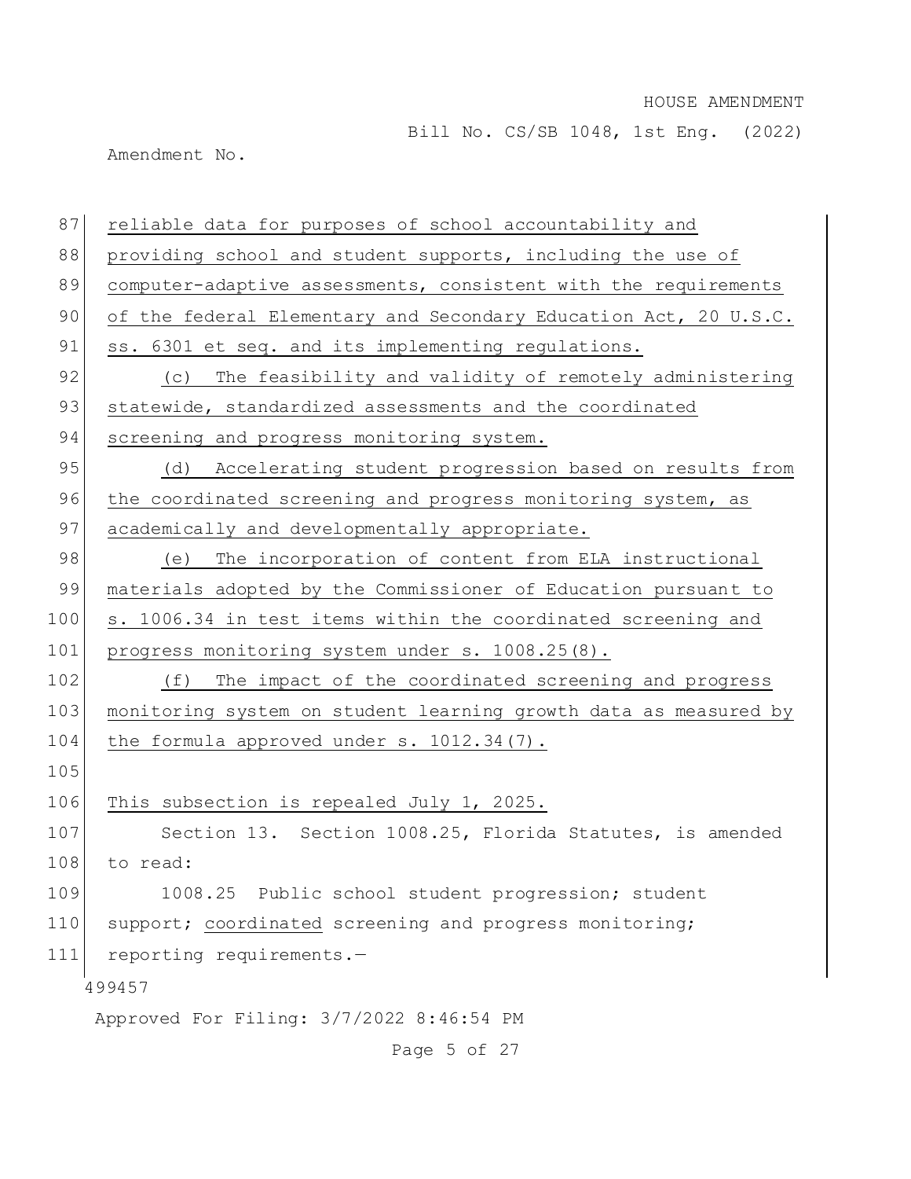reliable data for purposes of school accountability and providing school and student supports, including the use of computer-adaptive assessments, consistent with the requirements of the federal Elementary and Secondary Education Act, 20 U.S.C. ss. 6301 et seq. and its implementing regulations.

(c) The feasibility and validity of remotely administering statewide, standardized assessments and the coordinated screening and progress monitoring system.

(d) Accelerating student progression based on results from the coordinated screening and progress monitoring system, as academically and developmentally appropriate.

(e) The incorporation of content from ELA instructional materials adopted by the Commissioner of Education pursuant to s. 1006.34 in test items within the coordinated screening and progress monitoring system under s. 1008.25(8).

(f) The impact of the coordinated screening and progress monitoring system on student learning growth data as measured by the formula approved under s. 1012.34(7).

This subsection is repealed July 1, 2025.

Section 13. Section 1008.25, Florida Statutes, is amended to read:

1008.25 Public school student progression; student support; coordinated screening and progress monitoring; reporting requirements.—

499457

Approved For Filing: 3/7/2022 8:46:54 PM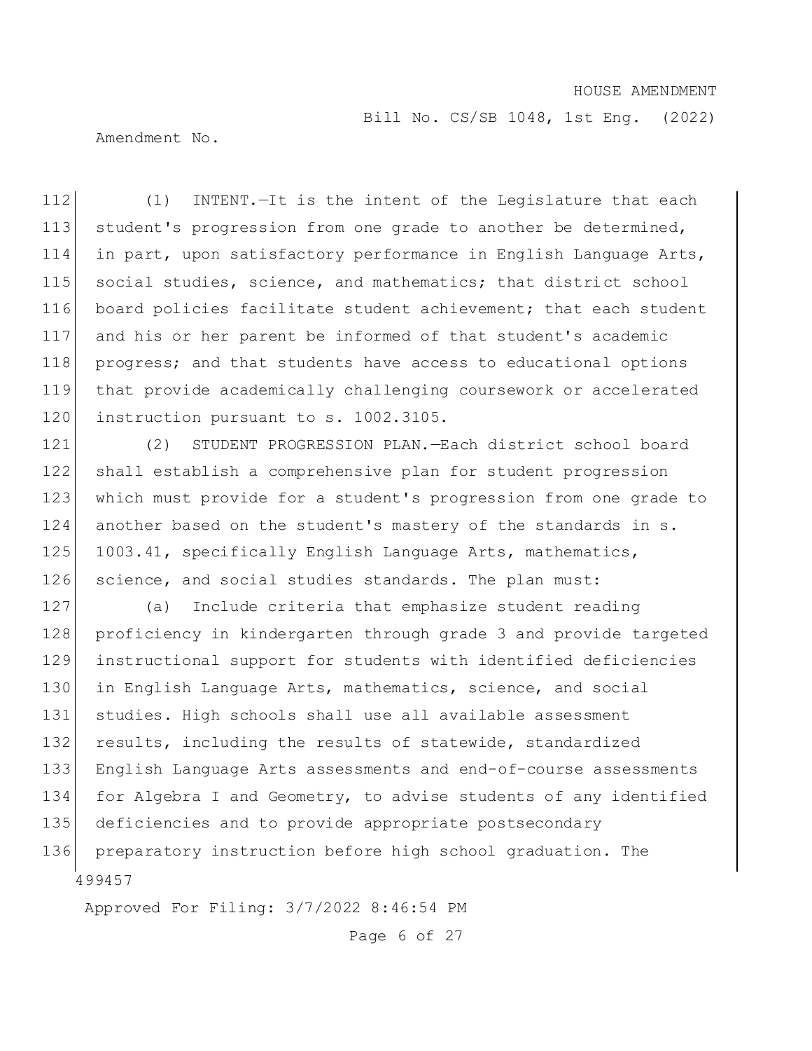(1) INTENT.—It is the intent of the Legislature that each student's progression from one grade to another be determined, in part, upon satisfactory performance in English Language Arts, social studies, science, and mathematics; that district school board policies facilitate student achievement; that each student and his or her parent be informed of that student's academic progress; and that students have access to educational options that provide academically challenging coursework or accelerated instruction pursuant to s. 1002.3105.

(2) STUDENT PROGRESSION PLAN.—Each district school board shall establish a comprehensive plan for student progression which must provide for a student's progression from one grade to another based on the student's mastery of the standards in s. 1003.41, specifically English Language Arts, mathematics, science, and social studies standards. The plan must:

(a) Include criteria that emphasize student reading proficiency in kindergarten through grade 3 and provide targeted instructional support for students with identified deficiencies in English Language Arts, mathematics, science, and social studies. High schools shall use all available assessment results, including the results of statewide, standardized English Language Arts assessments and end-of-course assessments for Algebra I and Geometry, to advise students of any identified deficiencies and to provide appropriate postsecondary preparatory instruction before high school graduation. The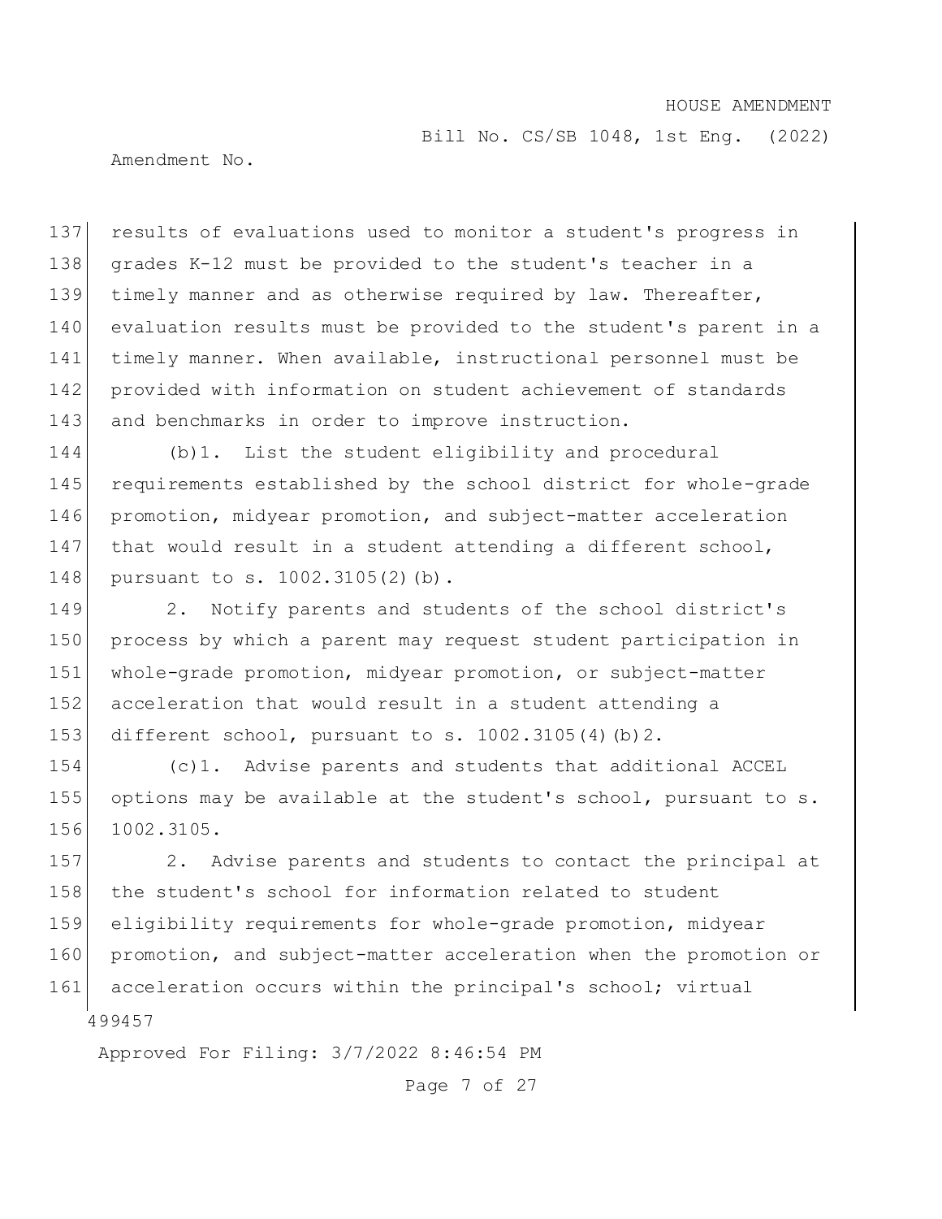results of evaluations used to monitor a student's progress in grades K-12 must be provided to the student's teacher in a timely manner and as otherwise required by law. Thereafter, evaluation results must be provided to the student's parent in a timely manner. When available, instructional personnel must be provided with information on student achievement of standards and benchmarks in order to improve instruction.

(b)1. List the student eligibility and procedural requirements established by the school district for whole-grade promotion, midyear promotion, and subject-matter acceleration that would result in a student attending a different school, pursuant to s. 1002.3105(2)(b).

2. Notify parents and students of the school district's process by which a parent may request student participation in whole-grade promotion, midyear promotion, or subject-matter acceleration that would result in a student attending a different school, pursuant to s. 1002.3105(4)(b)2.

(c)1. Advise parents and students that additional ACCEL options may be available at the student's school, pursuant to s. 1002.3105.

2. Advise parents and students to contact the principal at the student's school for information related to student eligibility requirements for whole-grade promotion, midyear promotion, and subject-matter acceleration when the promotion or acceleration occurs within the principal's school; virtual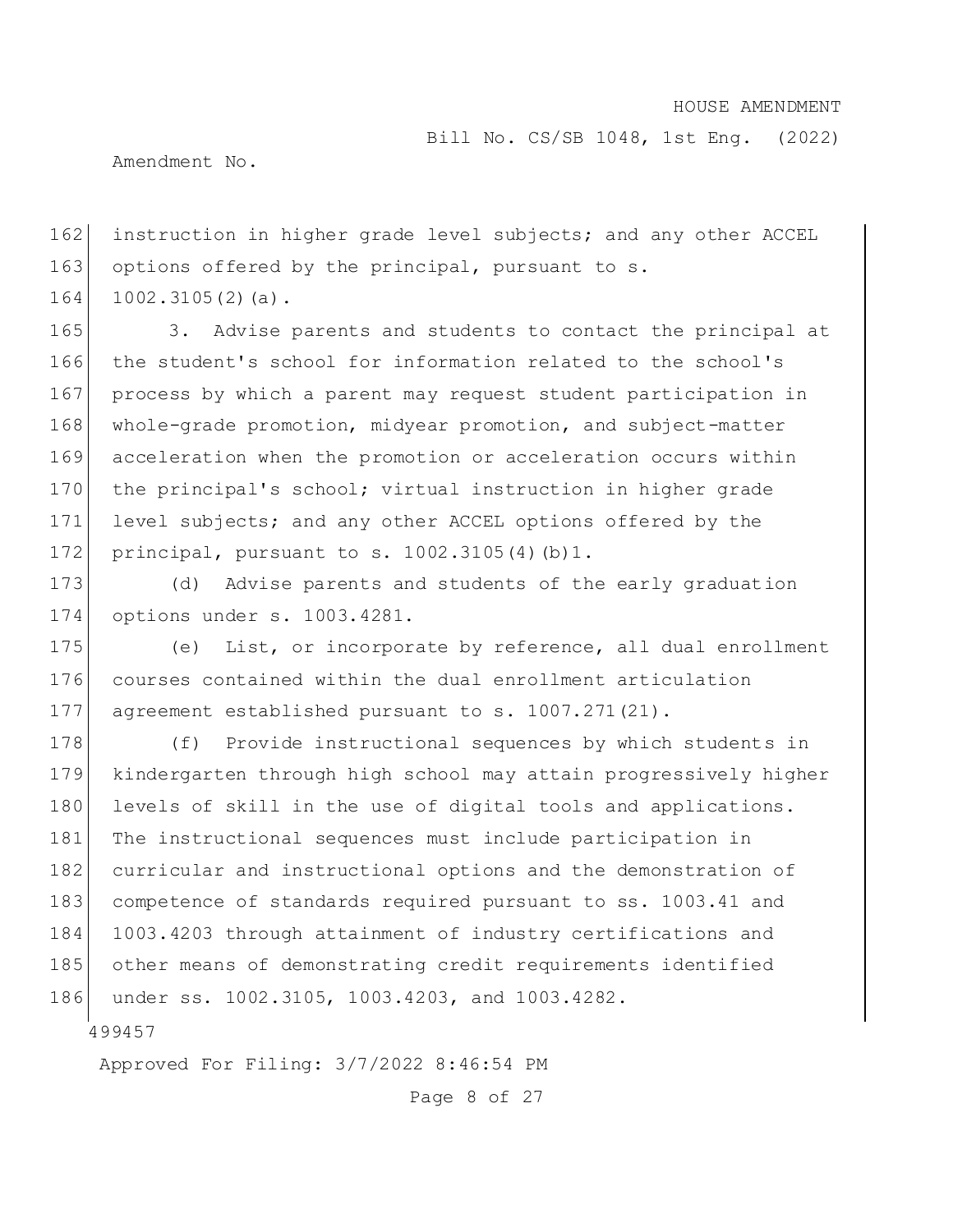instruction in higher grade level subjects; and any other ACCEL options offered by the principal, pursuant to s. 1002.3105(2)(a).

3. Advise parents and students to contact the principal at the student's school for information related to the school's process by which a parent may request student participation in whole-grade promotion, midyear promotion, and subject-matter acceleration when the promotion or acceleration occurs within the principal's school; virtual instruction in higher grade level subjects; and any other ACCEL options offered by the principal, pursuant to s. 1002.3105(4)(b)1.

(d) Advise parents and students of the early graduation options under s. 1003.4281.

(e) List, or incorporate by reference, all dual enrollment courses contained within the dual enrollment articulation agreement established pursuant to s. 1007.271(21).

(f) Provide instructional sequences by which students in kindergarten through high school may attain progressively higher levels of skill in the use of digital tools and applications. The instructional sequences must include participation in curricular and instructional options and the demonstration of competence of standards required pursuant to ss. 1003.41 and 1003.4203 through attainment of industry certifications and other means of demonstrating credit requirements identified under ss. 1002.3105, 1003.4203, and 1003.4282.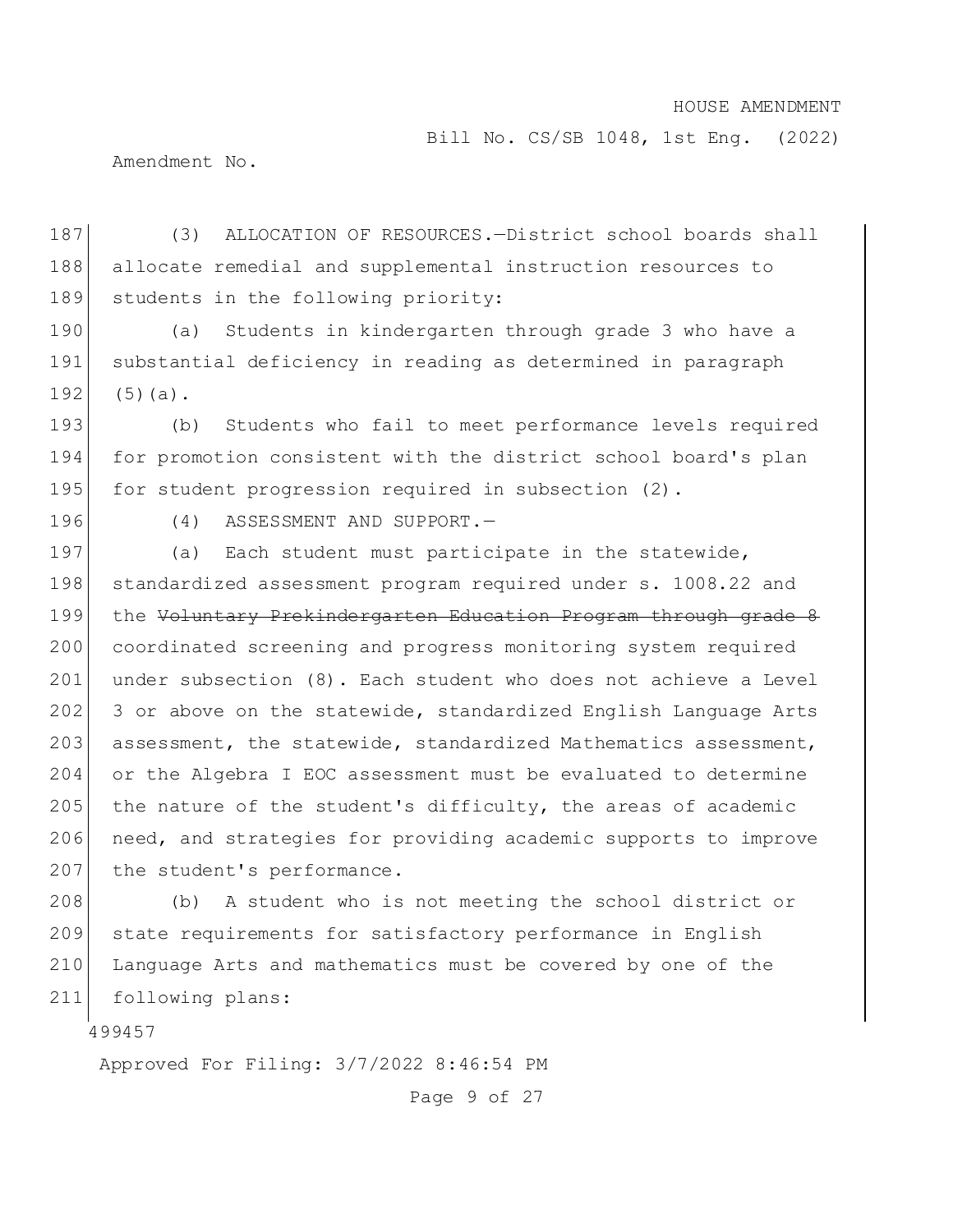(3) ALLOCATION OF RESOURCES.—District school boards shall allocate remedial and supplemental instruction resources to students in the following priority:

(a) Students in kindergarten through grade 3 who have a substantial deficiency in reading as determined in paragraph (5)(a).

(b) Students who fail to meet performance levels required for promotion consistent with the district school board's plan for student progression required in subsection (2).

(4) ASSESSMENT AND SUPPORT.—

(a) Each student must participate in the statewide, standardized assessment program required under s. 1008.22 and the ~~Voluntary Prekindergarten Education Program through grade 8~~ coordinated screening and progress monitoring system required under subsection (8). Each student who does not achieve a Level 3 or above on the statewide, standardized English Language Arts assessment, the statewide, standardized Mathematics assessment, or the Algebra I EOC assessment must be evaluated to determine the nature of the student's difficulty, the areas of academic need, and strategies for providing academic supports to improve the student's performance.

(b) A student who is not meeting the school district or state requirements for satisfactory performance in English Language Arts and mathematics must be covered by one of the following plans:

499457

Approved For Filing: 3/7/2022 8:46:54 PM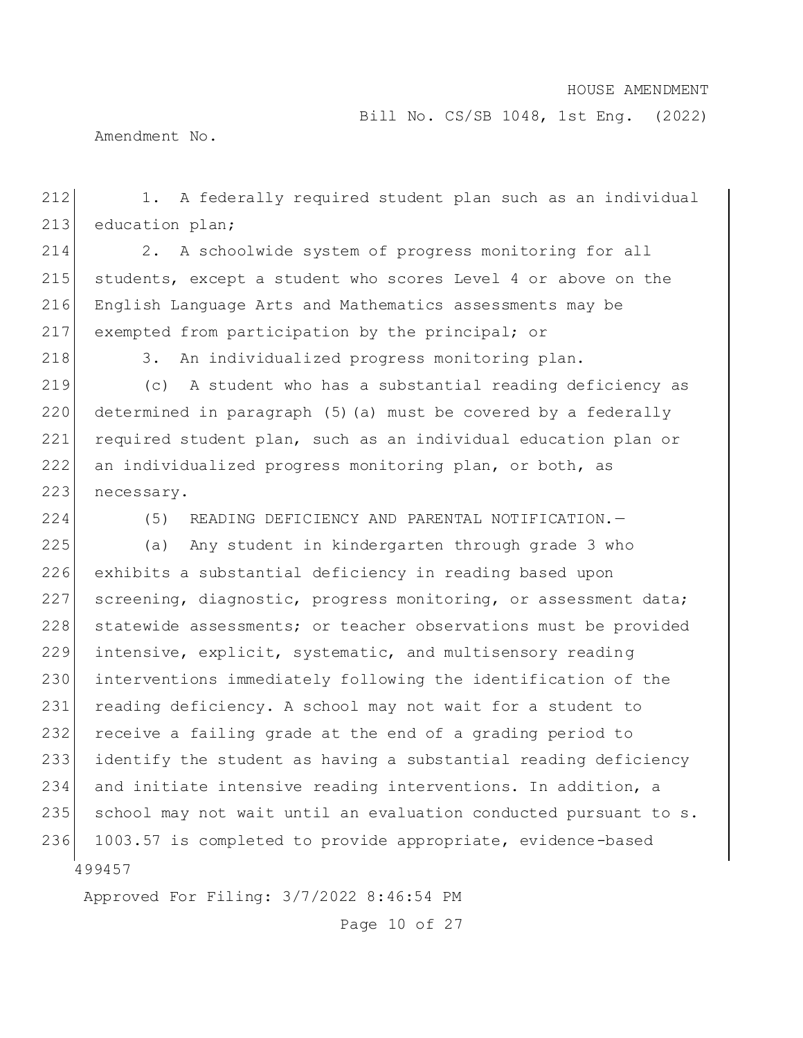1. A federally required student plan such as an individual education plan;

2. A schoolwide system of progress monitoring for all students, except a student who scores Level 4 or above on the English Language Arts and Mathematics assessments may be exempted from participation by the principal; or

3. An individualized progress monitoring plan.

(c) A student who has a substantial reading deficiency as determined in paragraph (5)(a) must be covered by a federally required student plan, such as an individual education plan or an individualized progress monitoring plan, or both, as necessary.

(5) READING DEFICIENCY AND PARENTAL NOTIFICATION.—

(a) Any student in kindergarten through grade 3 who exhibits a substantial deficiency in reading based upon screening, diagnostic, progress monitoring, or assessment data; statewide assessments; or teacher observations must be provided intensive, explicit, systematic, and multisensory reading interventions immediately following the identification of the reading deficiency. A school may not wait for a student to receive a failing grade at the end of a grading period to identify the student as having a substantial reading deficiency and initiate intensive reading interventions. In addition, a school may not wait until an evaluation conducted pursuant to s. 1003.57 is completed to provide appropriate, evidence-based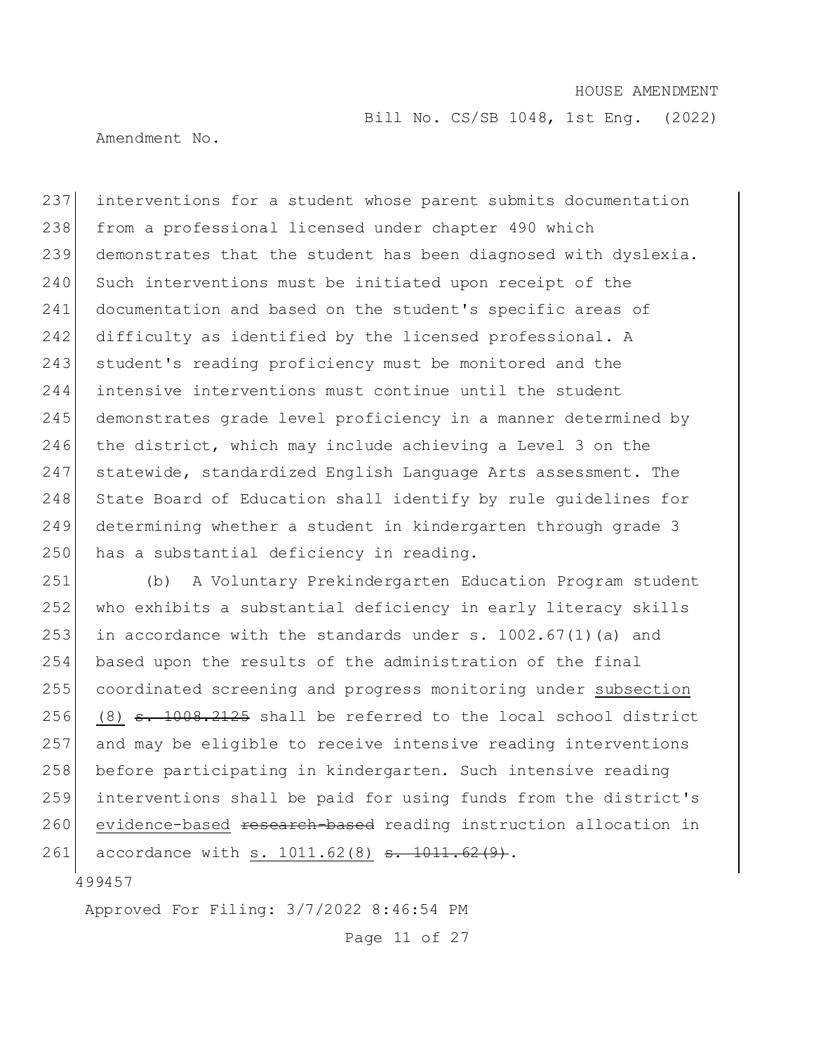interventions for a student whose parent submits documentation from a professional licensed under chapter 490 which demonstrates that the student has been diagnosed with dyslexia. Such interventions must be initiated upon receipt of the documentation and based on the student's specific areas of difficulty as identified by the licensed professional. A student's reading proficiency must be monitored and the intensive interventions must continue until the student demonstrates grade level proficiency in a manner determined by the district, which may include achieving a Level 3 on the statewide, standardized English Language Arts assessment. The State Board of Education shall identify by rule guidelines for determining whether a student in kindergarten through grade 3 has a substantial deficiency in reading.

(b) A Voluntary Prekindergarten Education Program student who exhibits a substantial deficiency in early literacy skills in accordance with the standards under s. 1002.67(1)(a) and based upon the results of the administration of the final coordinated screening and progress monitoring under <u>subsection (8)</u> ~~s. 1008.2125~~ shall be referred to the local school district and may be eligible to receive intensive reading interventions before participating in kindergarten. Such intensive reading interventions shall be paid for using funds from the district's <u>evidence-based</u> ~~research-based~~ reading instruction allocation in accordance with <u>s. 1011.62(8)</u> ~~s. 1011.62(9)~~.

499457

Approved For Filing: 3/7/2022 8:46:54 PM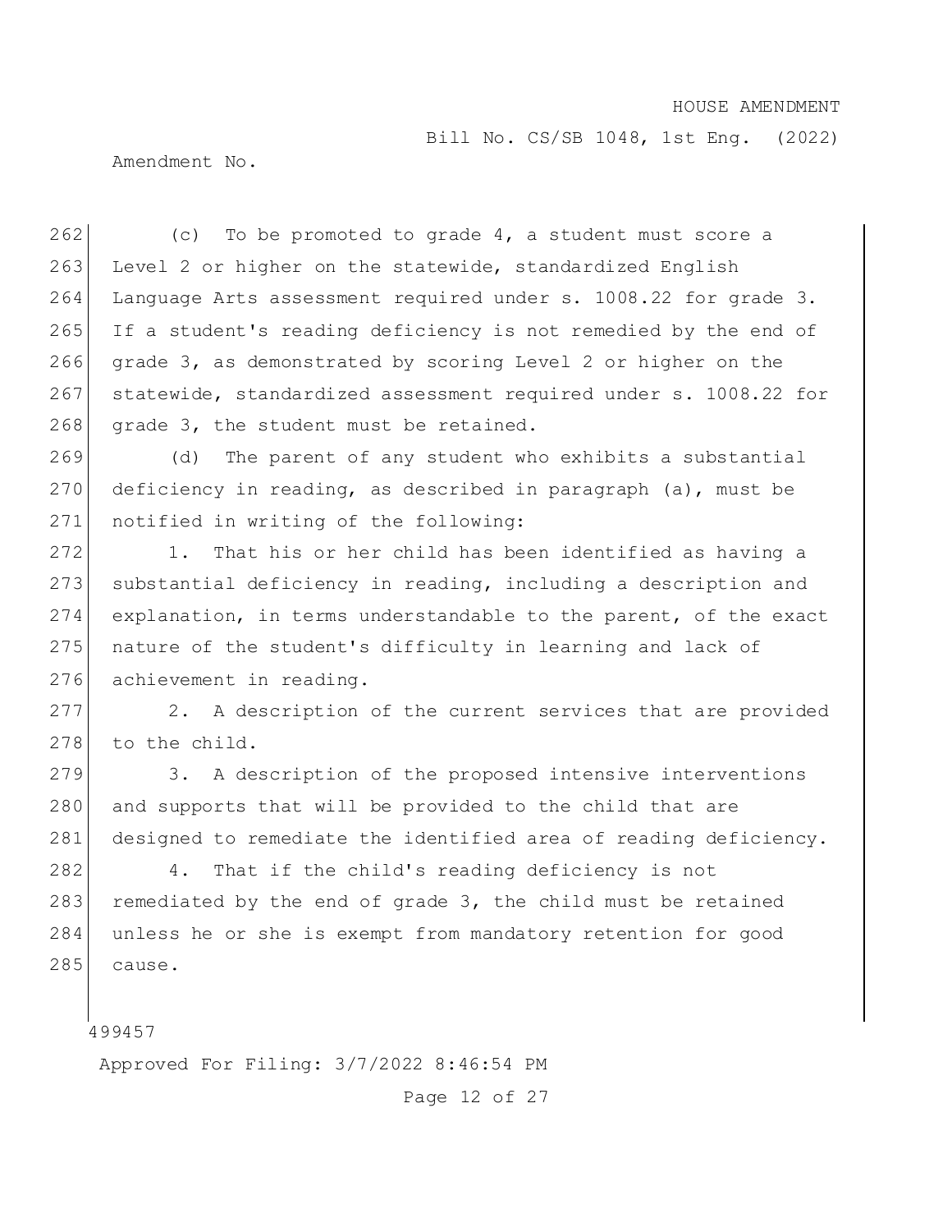(c) To be promoted to grade 4, a student must score a Level 2 or higher on the statewide, standardized English Language Arts assessment required under s. 1008.22 for grade 3. If a student's reading deficiency is not remedied by the end of grade 3, as demonstrated by scoring Level 2 or higher on the statewide, standardized assessment required under s. 1008.22 for grade 3, the student must be retained.

(d) The parent of any student who exhibits a substantial deficiency in reading, as described in paragraph (a), must be notified in writing of the following:

1. That his or her child has been identified as having a substantial deficiency in reading, including a description and explanation, in terms understandable to the parent, of the exact nature of the student's difficulty in learning and lack of achievement in reading.

2. A description of the current services that are provided to the child.

3. A description of the proposed intensive interventions and supports that will be provided to the child that are designed to remediate the identified area of reading deficiency.

4. That if the child's reading deficiency is not remediated by the end of grade 3, the child must be retained unless he or she is exempt from mandatory retention for good cause.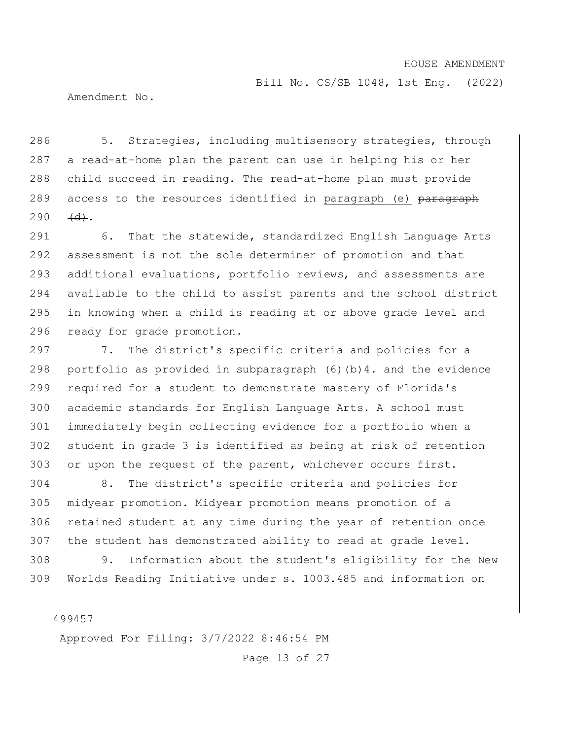5. Strategies, including multisensory strategies, through a read-at-home plan the parent can use in helping his or her child succeed in reading. The read-at-home plan must provide access to the resources identified in <u>paragraph (e)</u> ~~paragraph (d)~~.

6. That the statewide, standardized English Language Arts assessment is not the sole determiner of promotion and that additional evaluations, portfolio reviews, and assessments are available to the child to assist parents and the school district in knowing when a child is reading at or above grade level and ready for grade promotion.

7. The district's specific criteria and policies for a portfolio as provided in subparagraph (6)(b)4. and the evidence required for a student to demonstrate mastery of Florida's academic standards for English Language Arts. A school must immediately begin collecting evidence for a portfolio when a student in grade 3 is identified as being at risk of retention or upon the request of the parent, whichever occurs first.

8. The district's specific criteria and policies for midyear promotion. Midyear promotion means promotion of a retained student at any time during the year of retention once the student has demonstrated ability to read at grade level.

9. Information about the student's eligibility for the New Worlds Reading Initiative under s. 1003.485 and information on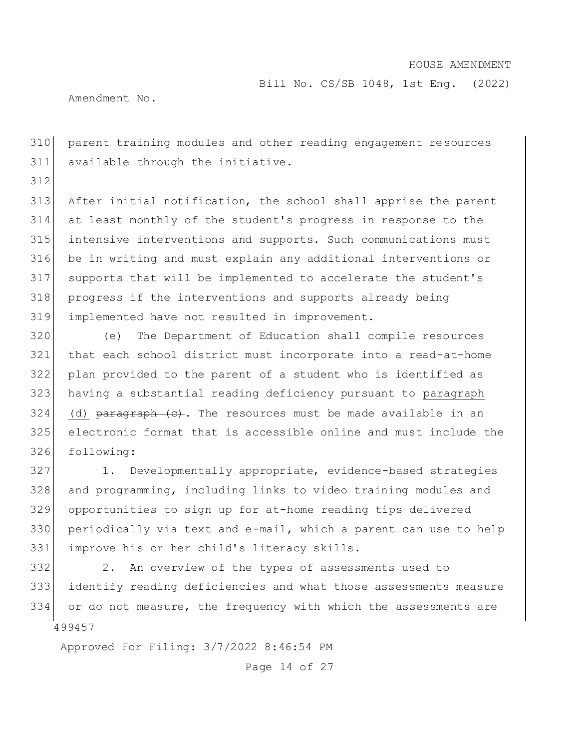parent training modules and other reading engagement resources available through the initiative.

After initial notification, the school shall apprise the parent at least monthly of the student's progress in response to the intensive interventions and supports. Such communications must be in writing and must explain any additional interventions or supports that will be implemented to accelerate the student's progress if the interventions and supports already being implemented have not resulted in improvement.

(e) The Department of Education shall compile resources that each school district must incorporate into a read-at-home plan provided to the parent of a student who is identified as having a substantial reading deficiency pursuant to <u>paragraph (d)</u> ~~paragraph (c)~~. The resources must be made available in an electronic format that is accessible online and must include the following:

1. Developmentally appropriate, evidence-based strategies and programming, including links to video training modules and opportunities to sign up for at-home reading tips delivered periodically via text and e-mail, which a parent can use to help improve his or her child's literacy skills.

2. An overview of the types of assessments used to identify reading deficiencies and what those assessments measure or do not measure, the frequency with which the assessments are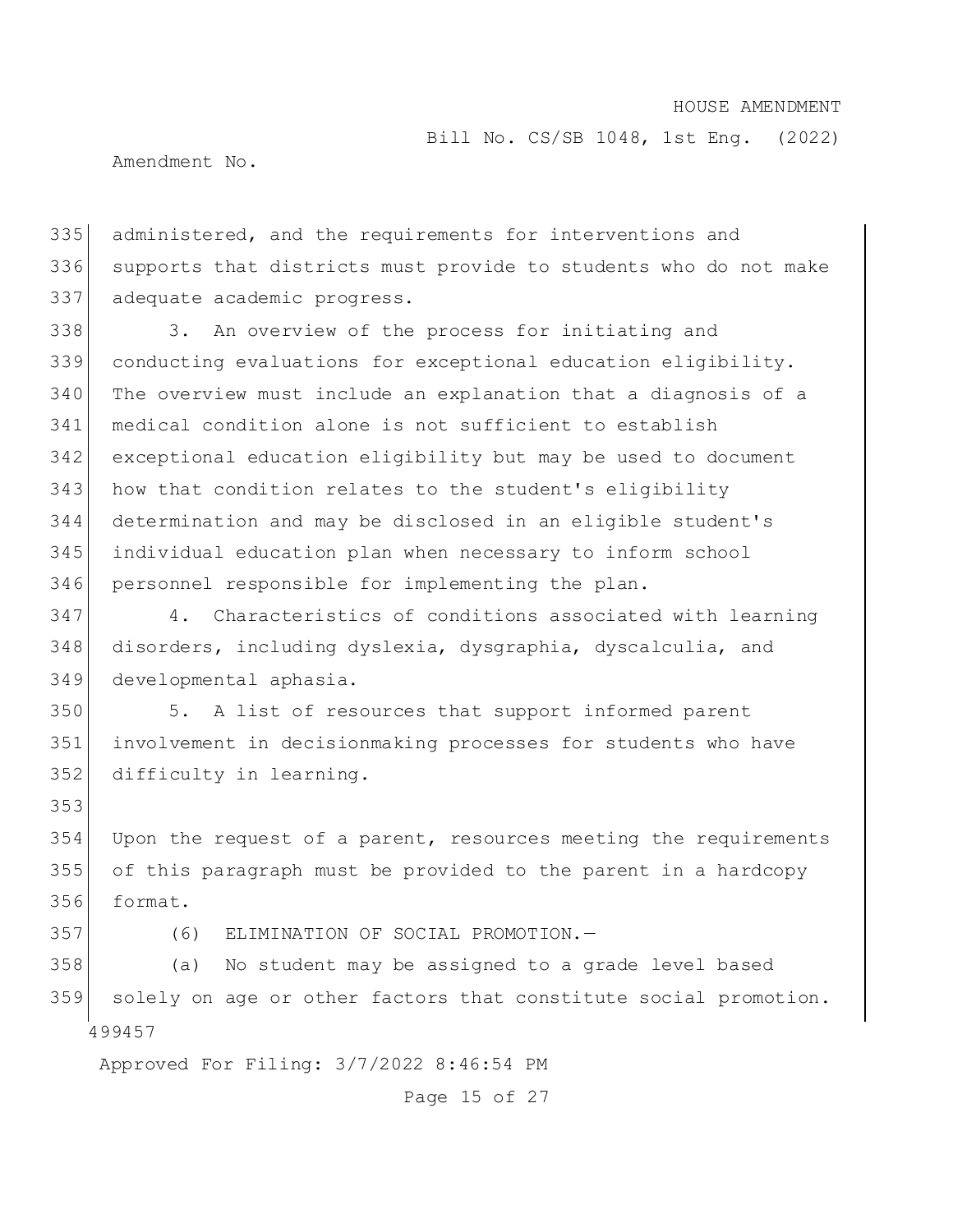administered, and the requirements for interventions and supports that districts must provide to students who do not make adequate academic progress.

3. An overview of the process for initiating and conducting evaluations for exceptional education eligibility. The overview must include an explanation that a diagnosis of a medical condition alone is not sufficient to establish exceptional education eligibility but may be used to document how that condition relates to the student's eligibility determination and may be disclosed in an eligible student's individual education plan when necessary to inform school personnel responsible for implementing the plan.

4. Characteristics of conditions associated with learning disorders, including dyslexia, dysgraphia, dyscalculia, and developmental aphasia.

5. A list of resources that support informed parent involvement in decisionmaking processes for students who have difficulty in learning.

Upon the request of a parent, resources meeting the requirements of this paragraph must be provided to the parent in a hardcopy format.

(6) ELIMINATION OF SOCIAL PROMOTION.—

(a) No student may be assigned to a grade level based solely on age or other factors that constitute social promotion.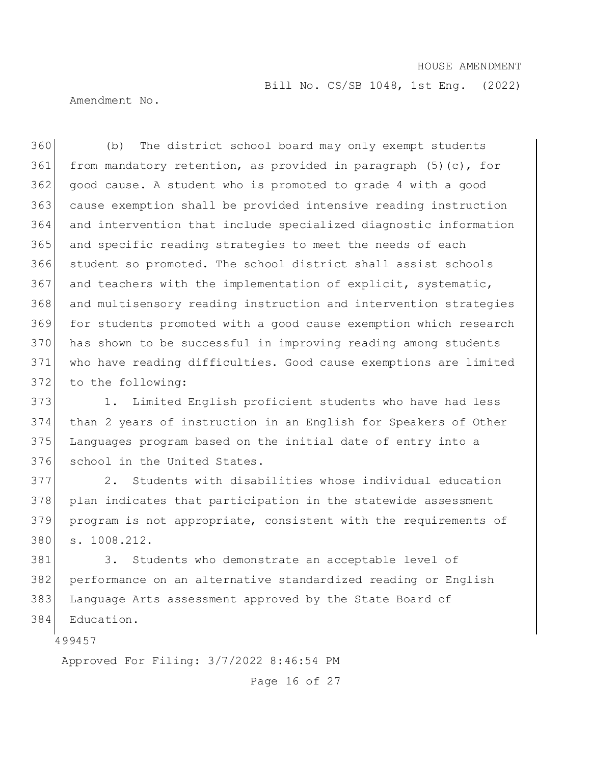(b) The district school board may only exempt students from mandatory retention, as provided in paragraph (5)(c), for good cause. A student who is promoted to grade 4 with a good cause exemption shall be provided intensive reading instruction and intervention that include specialized diagnostic information and specific reading strategies to meet the needs of each student so promoted. The school district shall assist schools and teachers with the implementation of explicit, systematic, and multisensory reading instruction and intervention strategies for students promoted with a good cause exemption which research has shown to be successful in improving reading among students who have reading difficulties. Good cause exemptions are limited to the following:

1. Limited English proficient students who have had less than 2 years of instruction in an English for Speakers of Other Languages program based on the initial date of entry into a school in the United States.

2. Students with disabilities whose individual education plan indicates that participation in the statewide assessment program is not appropriate, consistent with the requirements of s. 1008.212.

3. Students who demonstrate an acceptable level of performance on an alternative standardized reading or English Language Arts assessment approved by the State Board of Education.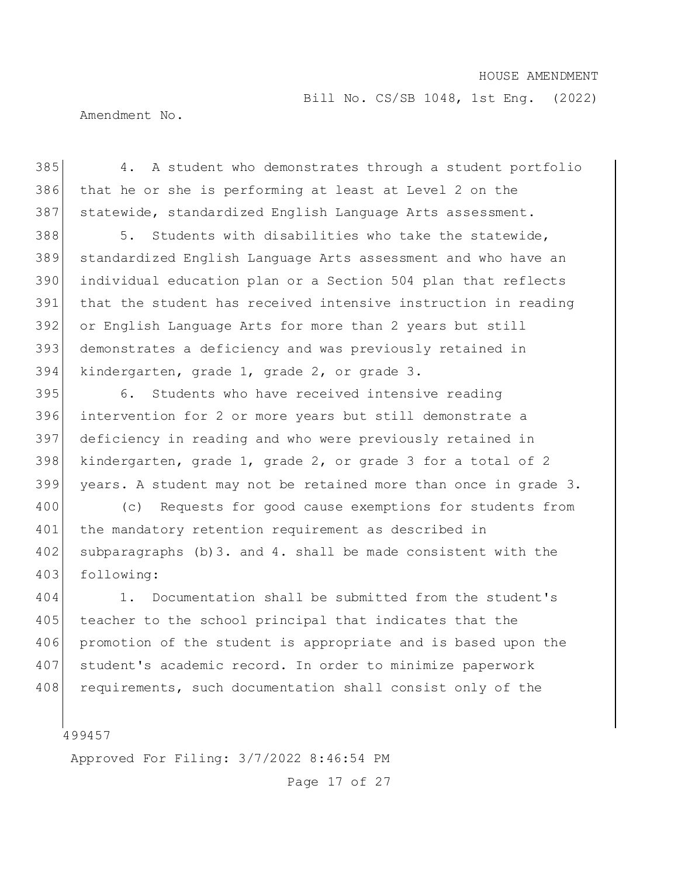4. A student who demonstrates through a student portfolio that he or she is performing at least at Level 2 on the statewide, standardized English Language Arts assessment.

5. Students with disabilities who take the statewide, standardized English Language Arts assessment and who have an individual education plan or a Section 504 plan that reflects that the student has received intensive instruction in reading or English Language Arts for more than 2 years but still demonstrates a deficiency and was previously retained in kindergarten, grade 1, grade 2, or grade 3.

6. Students who have received intensive reading intervention for 2 or more years but still demonstrate a deficiency in reading and who were previously retained in kindergarten, grade 1, grade 2, or grade 3 for a total of 2 years. A student may not be retained more than once in grade 3.

(c) Requests for good cause exemptions for students from the mandatory retention requirement as described in subparagraphs (b)3. and 4. shall be made consistent with the following:

1. Documentation shall be submitted from the student's teacher to the school principal that indicates that the promotion of the student is appropriate and is based upon the student's academic record. In order to minimize paperwork requirements, such documentation shall consist only of the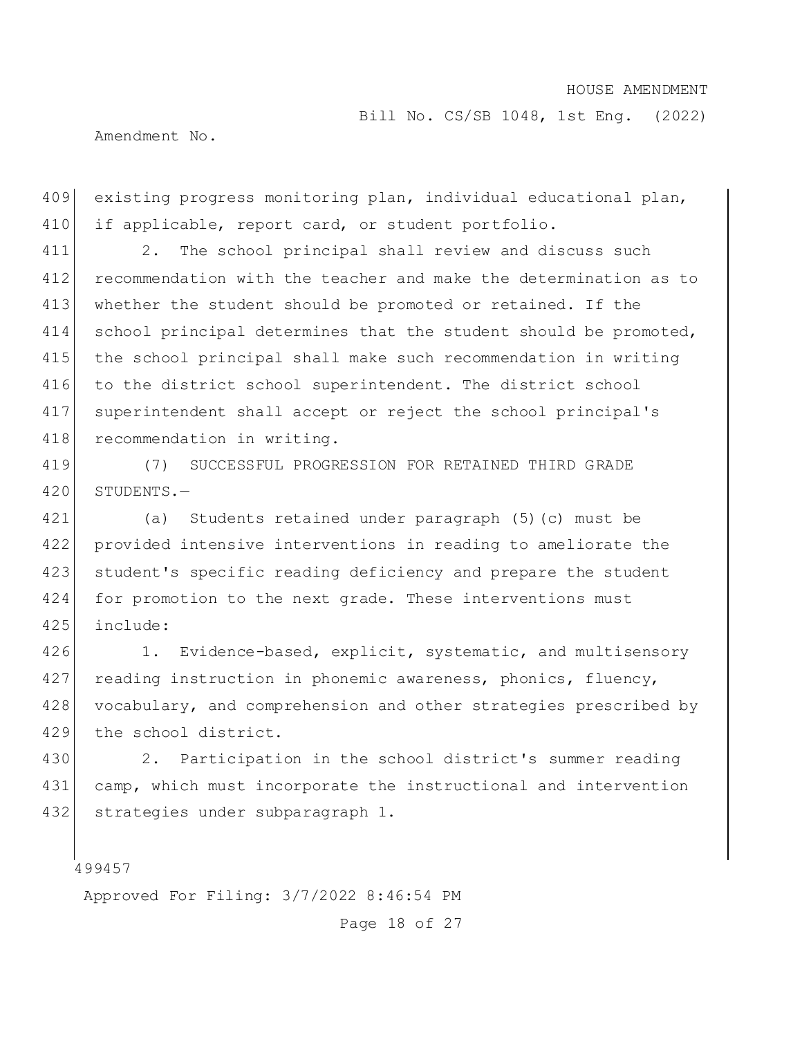existing progress monitoring plan, individual educational plan, if applicable, report card, or student portfolio.

2. The school principal shall review and discuss such recommendation with the teacher and make the determination as to whether the student should be promoted or retained. If the school principal determines that the student should be promoted, the school principal shall make such recommendation in writing to the district school superintendent. The district school superintendent shall accept or reject the school principal's recommendation in writing.

(7) SUCCESSFUL PROGRESSION FOR RETAINED THIRD GRADE STUDENTS.—

(a) Students retained under paragraph (5)(c) must be provided intensive interventions in reading to ameliorate the student's specific reading deficiency and prepare the student for promotion to the next grade. These interventions must include:

1. Evidence-based, explicit, systematic, and multisensory reading instruction in phonemic awareness, phonics, fluency, vocabulary, and comprehension and other strategies prescribed by the school district.

2. Participation in the school district's summer reading camp, which must incorporate the instructional and intervention strategies under subparagraph 1.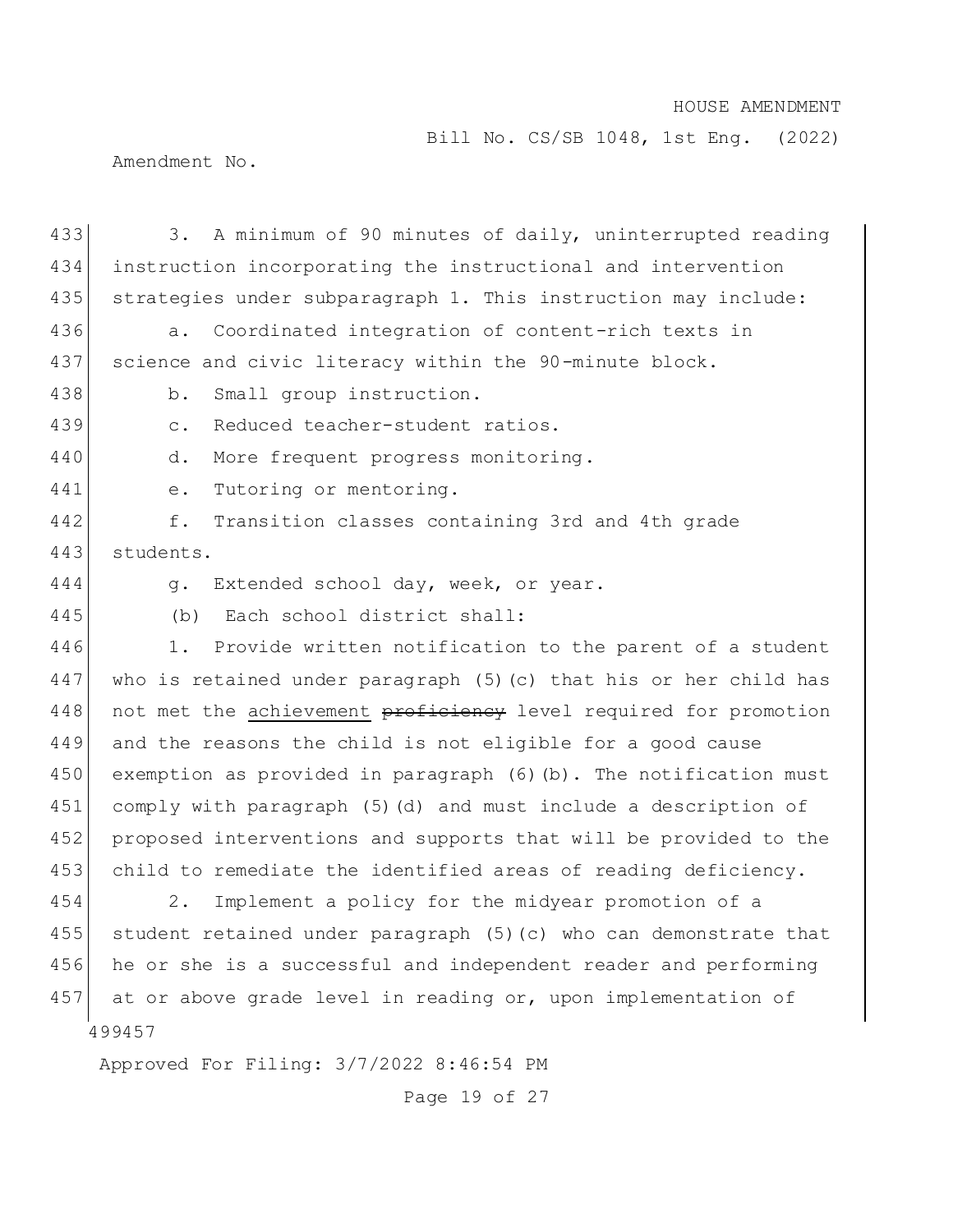3. A minimum of 90 minutes of daily, uninterrupted reading instruction incorporating the instructional and intervention strategies under subparagraph 1. This instruction may include:

a. Coordinated integration of content-rich texts in science and civic literacy within the 90-minute block.

b. Small group instruction.

c. Reduced teacher-student ratios.

d. More frequent progress monitoring.

e. Tutoring or mentoring.

f. Transition classes containing 3rd and 4th grade students.

g. Extended school day, week, or year.

(b) Each school district shall:

1. Provide written notification to the parent of a student who is retained under paragraph (5)(c) that his or her child has not met the <u>achievement</u> ~~proficiency~~ level required for promotion and the reasons the child is not eligible for a good cause exemption as provided in paragraph (6)(b). The notification must comply with paragraph (5)(d) and must include a description of proposed interventions and supports that will be provided to the child to remediate the identified areas of reading deficiency.

2. Implement a policy for the midyear promotion of a student retained under paragraph (5)(c) who can demonstrate that he or she is a successful and independent reader and performing at or above grade level in reading or, upon implementation of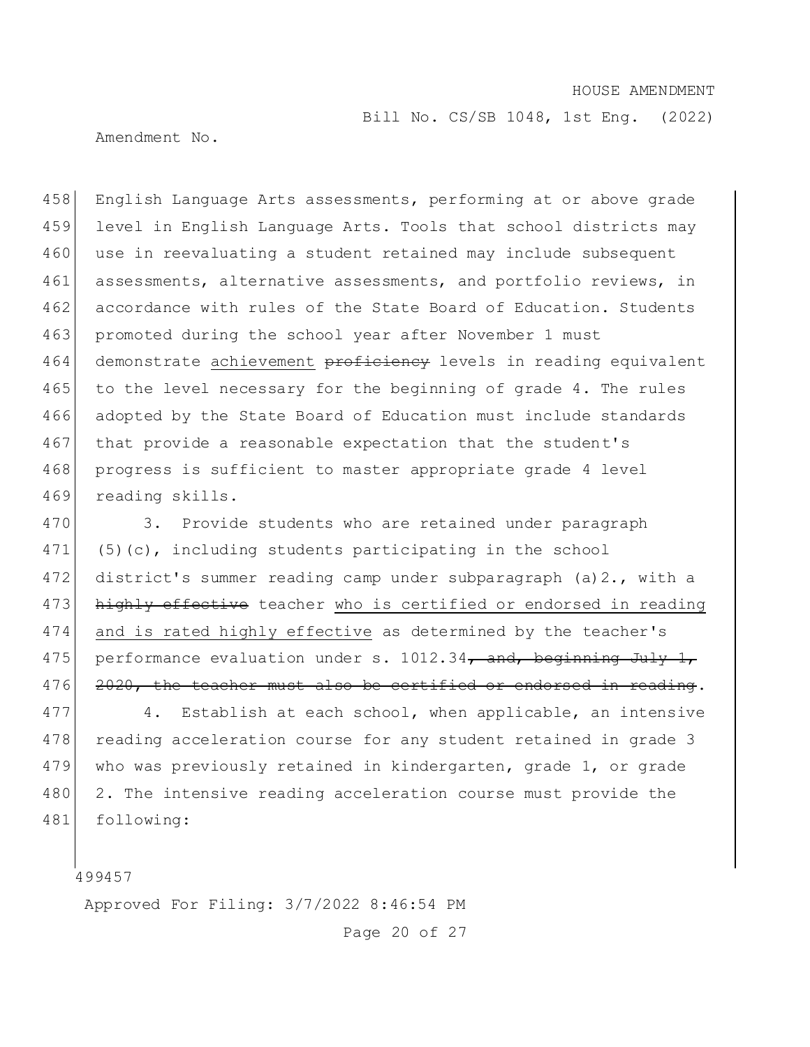English Language Arts assessments, performing at or above grade level in English Language Arts. Tools that school districts may use in reevaluating a student retained may include subsequent assessments, alternative assessments, and portfolio reviews, in accordance with rules of the State Board of Education. Students promoted during the school year after November 1 must demonstrate <u>achievement</u> ~~proficiency~~ levels in reading equivalent to the level necessary for the beginning of grade 4. The rules adopted by the State Board of Education must include standards that provide a reasonable expectation that the student's progress is sufficient to master appropriate grade 4 level reading skills.

3. Provide students who are retained under paragraph (5)(c), including students participating in the school district's summer reading camp under subparagraph (a)2., with a ~~highly effective~~ teacher <u>who is certified or endorsed in reading and is rated highly effective</u> as determined by the teacher's performance evaluation under s. 1012.34~~, and, beginning July 1, 2020, the teacher must also be certified or endorsed in reading~~.

4. Establish at each school, when applicable, an intensive reading acceleration course for any student retained in grade 3 who was previously retained in kindergarten, grade 1, or grade 2. The intensive reading acceleration course must provide the following: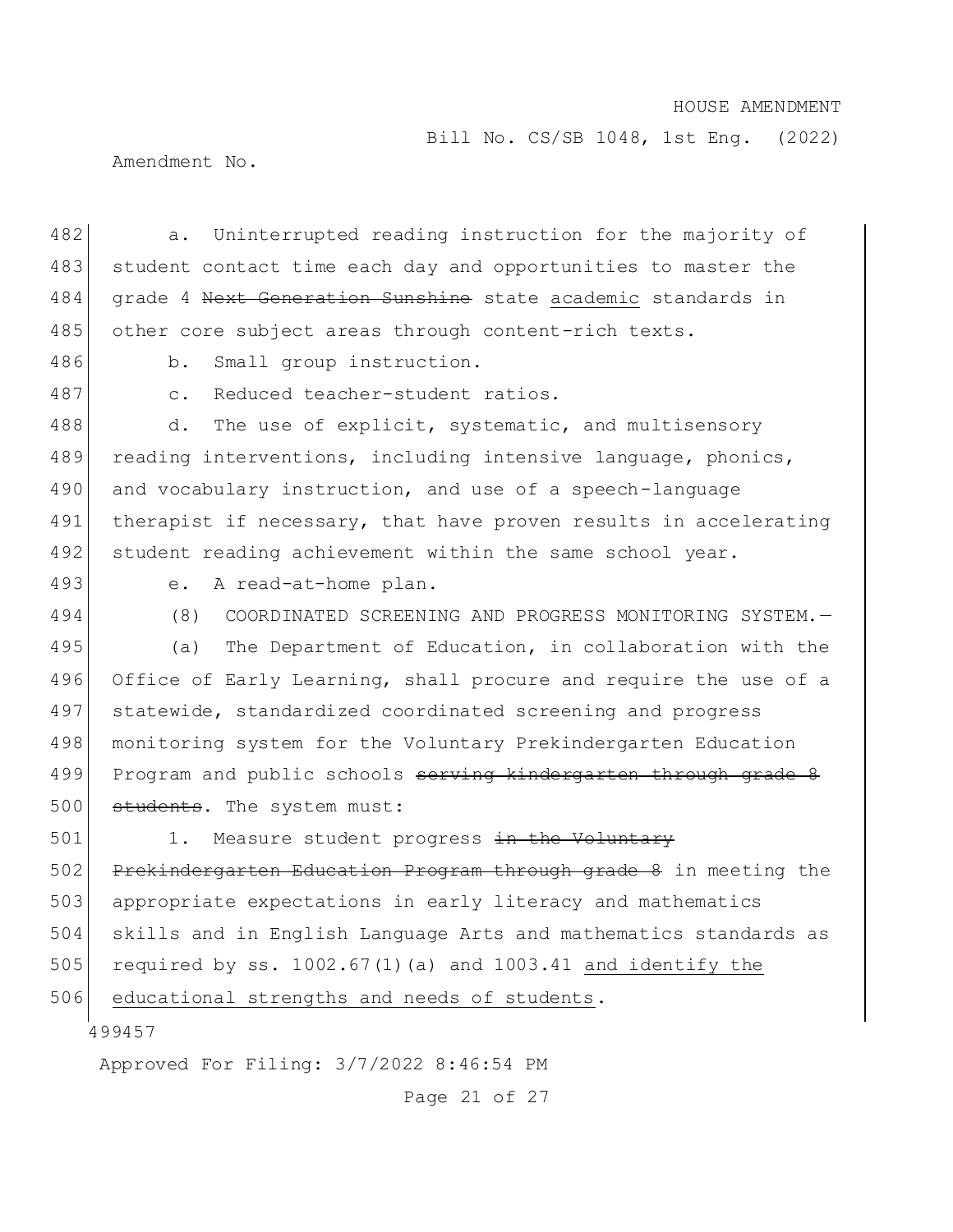a. Uninterrupted reading instruction for the majority of student contact time each day and opportunities to master the grade 4 ~~Next Generation Sunshine~~ state <u>academic</u> standards in other core subject areas through content-rich texts.

b. Small group instruction.

c. Reduced teacher-student ratios.

d. The use of explicit, systematic, and multisensory reading interventions, including intensive language, phonics, and vocabulary instruction, and use of a speech-language therapist if necessary, that have proven results in accelerating student reading achievement within the same school year.

e. A read-at-home plan.

(8) COORDINATED SCREENING AND PROGRESS MONITORING SYSTEM.—

(a) The Department of Education, in collaboration with the Office of Early Learning, shall procure and require the use of a statewide, standardized coordinated screening and progress monitoring system for the Voluntary Prekindergarten Education Program and public schools ~~serving kindergarten through grade 8 students~~. The system must:

1. Measure student progress ~~in the Voluntary Prekindergarten Education Program through grade 8~~ in meeting the appropriate expectations in early literacy and mathematics skills and in English Language Arts and mathematics standards as required by ss. 1002.67(1)(a) and 1003.41 <u>and identify the educational strengths and needs of students</u>.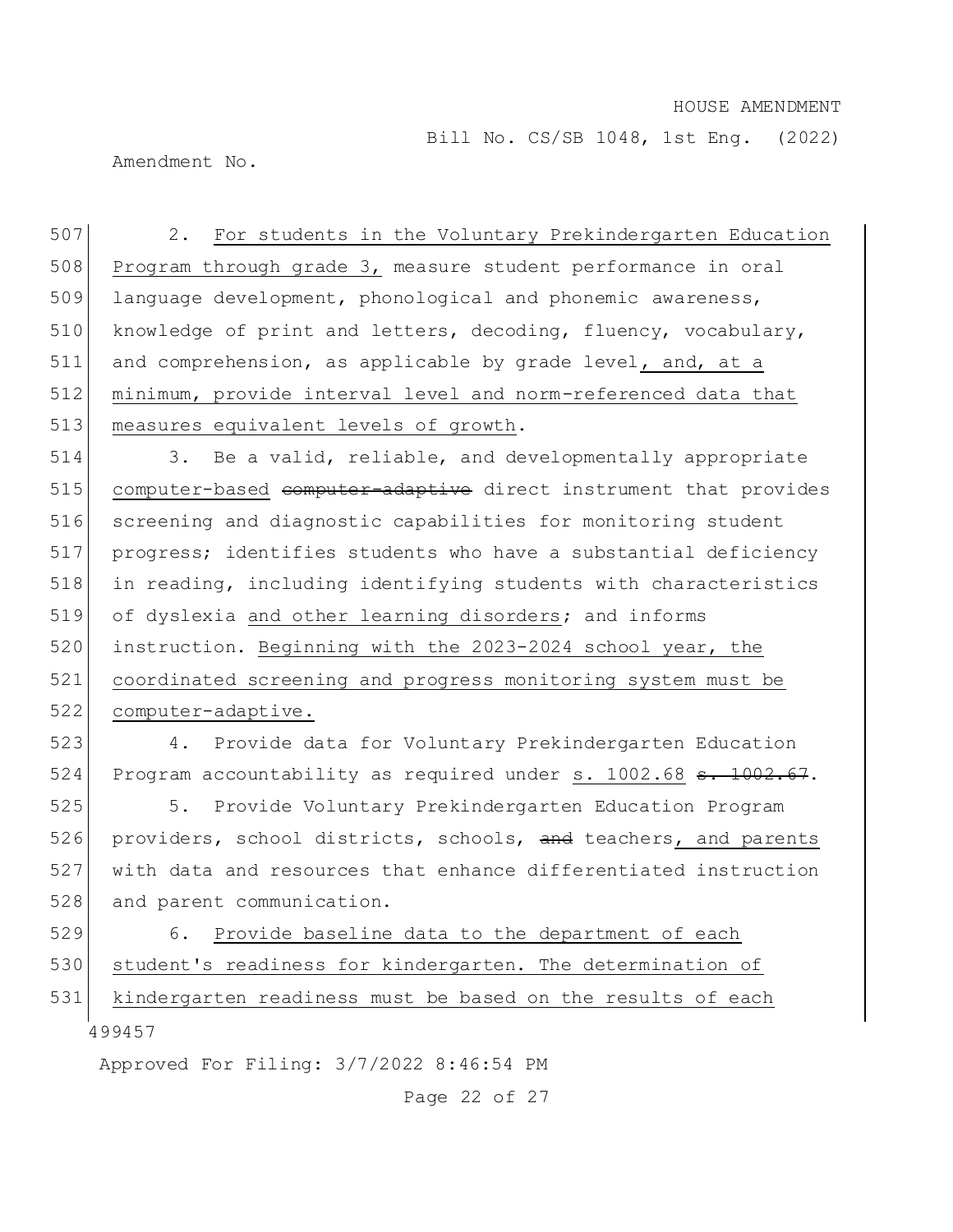507 2. For students in the Voluntary Prekindergarten Education
508 Program through grade 3, measure student performance in oral
509 language development, phonological and phonemic awareness,
510 knowledge of print and letters, decoding, fluency, vocabulary,
511 and comprehension, as applicable by grade level, and, at a
512 minimum, provide interval level and norm-referenced data that
513 measures equivalent levels of growth.

514 3. Be a valid, reliable, and developmentally appropriate
515 computer-based ~~computer-adaptive~~ direct instrument that provides
516 screening and diagnostic capabilities for monitoring student
517 progress; identifies students who have a substantial deficiency
518 in reading, including identifying students with characteristics
519 of dyslexia and other learning disorders; and informs
520 instruction. Beginning with the 2023-2024 school year, the
521 coordinated screening and progress monitoring system must be
522 computer-adaptive.

523 4. Provide data for Voluntary Prekindergarten Education
524 Program accountability as required under s. 1002.68 ~~s. 1002.67~~.

525 5. Provide Voluntary Prekindergarten Education Program
526 providers, school districts, schools, ~~and~~ teachers, and parents
527 with data and resources that enhance differentiated instruction
528 and parent communication.

529 6. Provide baseline data to the department of each
530 student's readiness for kindergarten. The determination of
531 kindergarten readiness must be based on the results of each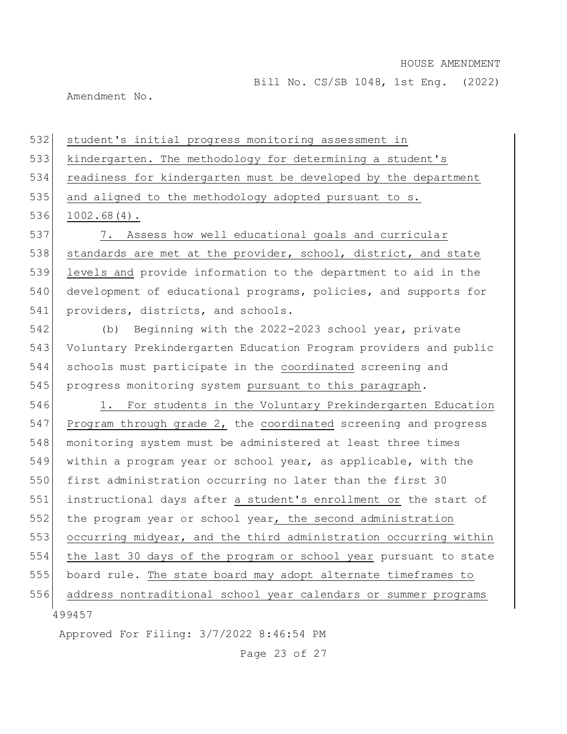student's initial progress monitoring assessment in kindergarten. The methodology for determining a student's readiness for kindergarten must be developed by the department and aligned to the methodology adopted pursuant to s. 1002.68(4).

7. Assess how well educational goals and curricular standards are met at the provider, school, district, and state levels and provide information to the department to aid in the development of educational programs, policies, and supports for providers, districts, and schools.

(b) Beginning with the 2022-2023 school year, private Voluntary Prekindergarten Education Program providers and public schools must participate in the coordinated screening and progress monitoring system pursuant to this paragraph.

1. For students in the Voluntary Prekindergarten Education Program through grade 2, the coordinated screening and progress monitoring system must be administered at least three times within a program year or school year, as applicable, with the first administration occurring no later than the first 30 instructional days after a student's enrollment or the start of the program year or school year, the second administration occurring midyear, and the third administration occurring within the last 30 days of the program or school year pursuant to state board rule. The state board may adopt alternate timeframes to address nontraditional school year calendars or summer programs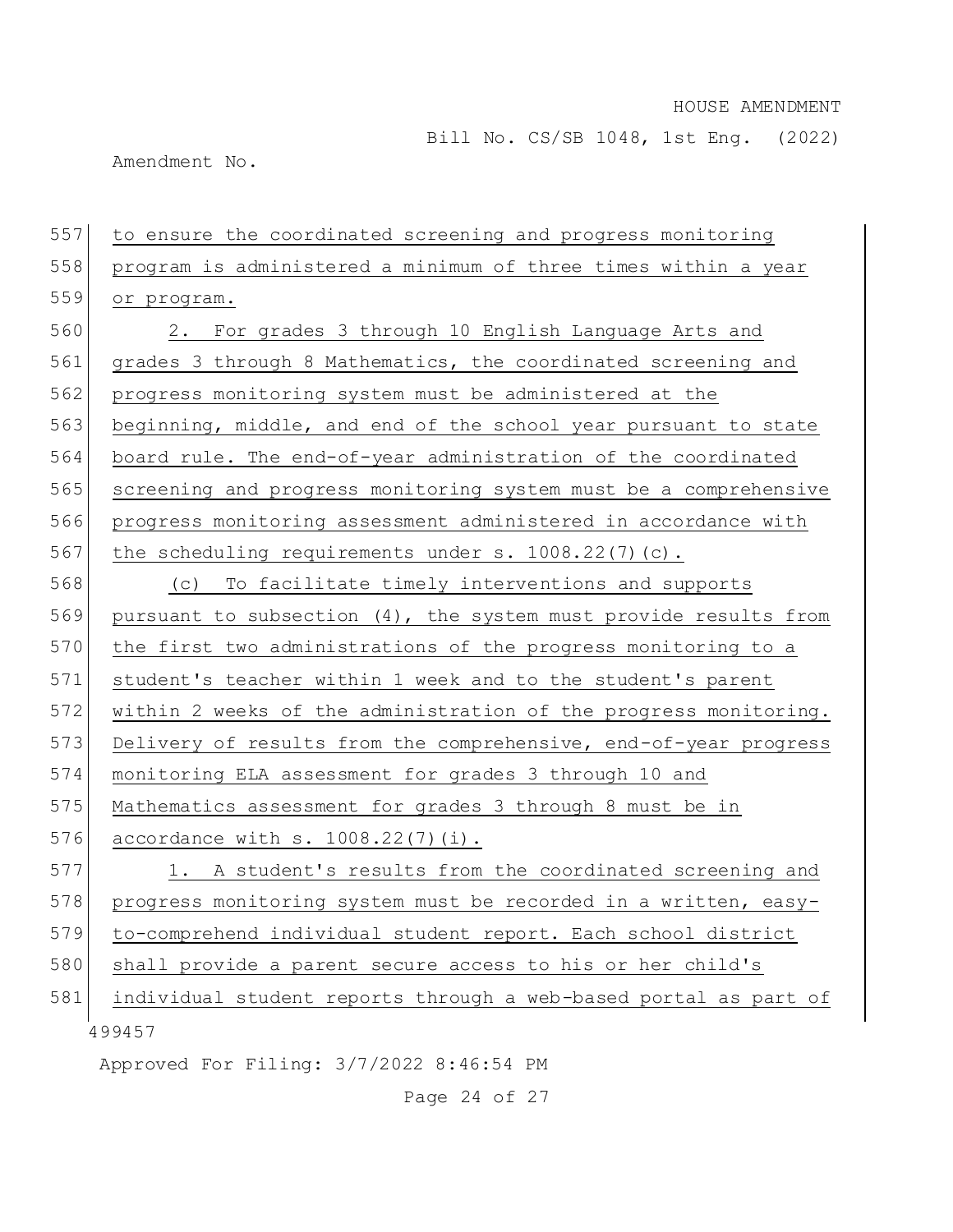to ensure the coordinated screening and progress monitoring program is administered a minimum of three times within a year or program.

2. For grades 3 through 10 English Language Arts and grades 3 through 8 Mathematics, the coordinated screening and progress monitoring system must be administered at the beginning, middle, and end of the school year pursuant to state board rule. The end-of-year administration of the coordinated screening and progress monitoring system must be a comprehensive progress monitoring assessment administered in accordance with the scheduling requirements under s. 1008.22(7)(c).

(c) To facilitate timely interventions and supports pursuant to subsection (4), the system must provide results from the first two administrations of the progress monitoring to a student's teacher within 1 week and to the student's parent within 2 weeks of the administration of the progress monitoring. Delivery of results from the comprehensive, end-of-year progress monitoring ELA assessment for grades 3 through 10 and Mathematics assessment for grades 3 through 8 must be in accordance with s. 1008.22(7)(i).

1. A student's results from the coordinated screening and progress monitoring system must be recorded in a written, easy-to-comprehend individual student report. Each school district shall provide a parent secure access to his or her child's individual student reports through a web-based portal as part of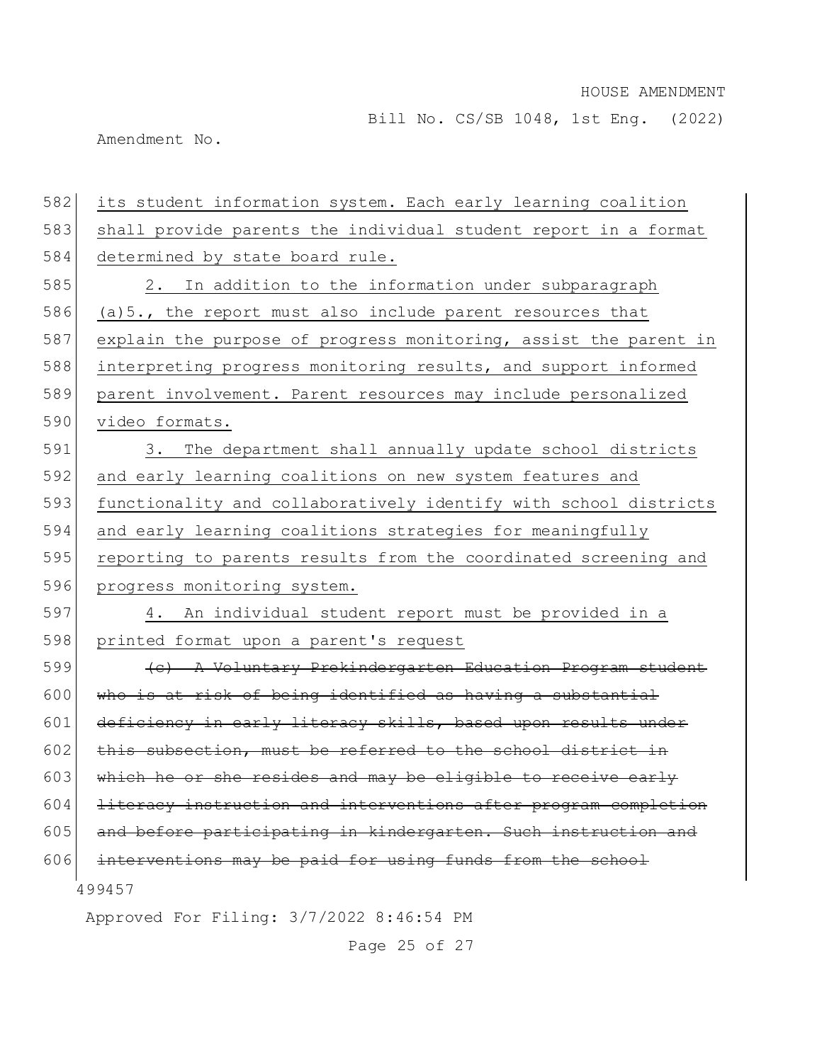its student information system. Each early learning coalition shall provide parents the individual student report in a format determined by state board rule.

2. In addition to the information under subparagraph (a)5., the report must also include parent resources that explain the purpose of progress monitoring, assist the parent in interpreting progress monitoring results, and support informed parent involvement. Parent resources may include personalized video formats.

3. The department shall annually update school districts and early learning coalitions on new system features and functionality and collaboratively identify with school districts and early learning coalitions strategies for meaningfully reporting to parents results from the coordinated screening and progress monitoring system.

4. An individual student report must be provided in a printed format upon a parent's request

~~(c) A Voluntary Prekindergarten Education Program student who is at risk of being identified as having a substantial deficiency in early literacy skills, based upon results under this subsection, must be referred to the school district in which he or she resides and may be eligible to receive early literacy instruction and interventions after program completion and before participating in kindergarten. Such instruction and interventions may be paid for using funds from the school~~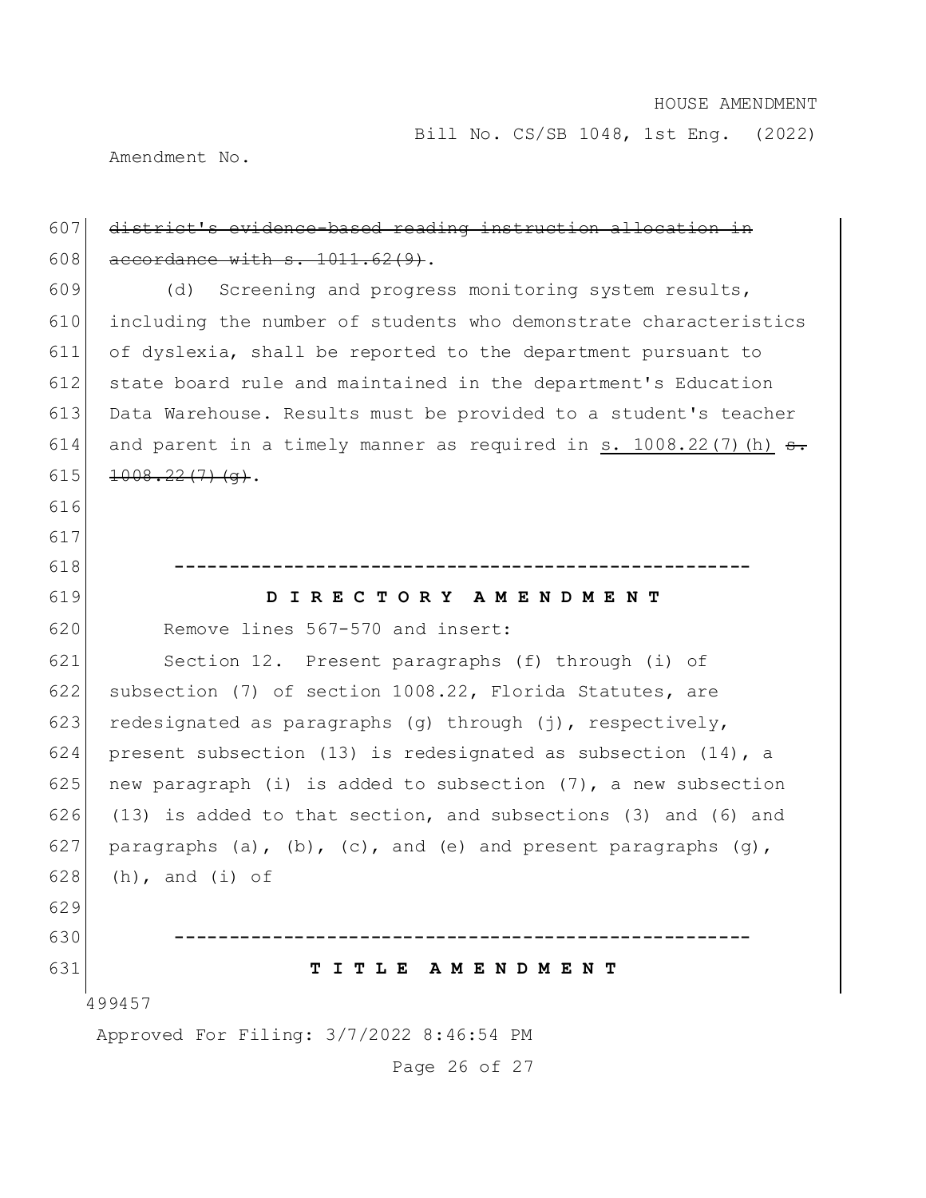~~district's evidence-based reading instruction allocation in accordance with s. 1011.62(9).~~

(d) Screening and progress monitoring system results, including the number of students who demonstrate characteristics of dyslexia, shall be reported to the department pursuant to state board rule and maintained in the department's Education Data Warehouse. Results must be provided to a student's teacher and parent in a timely manner as required in <u>s. 1008.22(7)(h)</u> ~~s. 1008.22(7)(g)~~.

-----------------------------------------------------

**D I R E C T O R Y   A M E N D M E N T**

Remove lines 567-570 and insert:

Section 12. Present paragraphs (f) through (i) of subsection (7) of section 1008.22, Florida Statutes, are redesignated as paragraphs (g) through (j), respectively, present subsection (13) is redesignated as subsection (14), a new paragraph (i) is added to subsection (7), a new subsection (13) is added to that section, and subsections (3) and (6) and paragraphs (a), (b), (c), and (e) and present paragraphs (g), (h), and (i) of

-----------------------------------------------------

**T I T L E   A M E N D M E N T**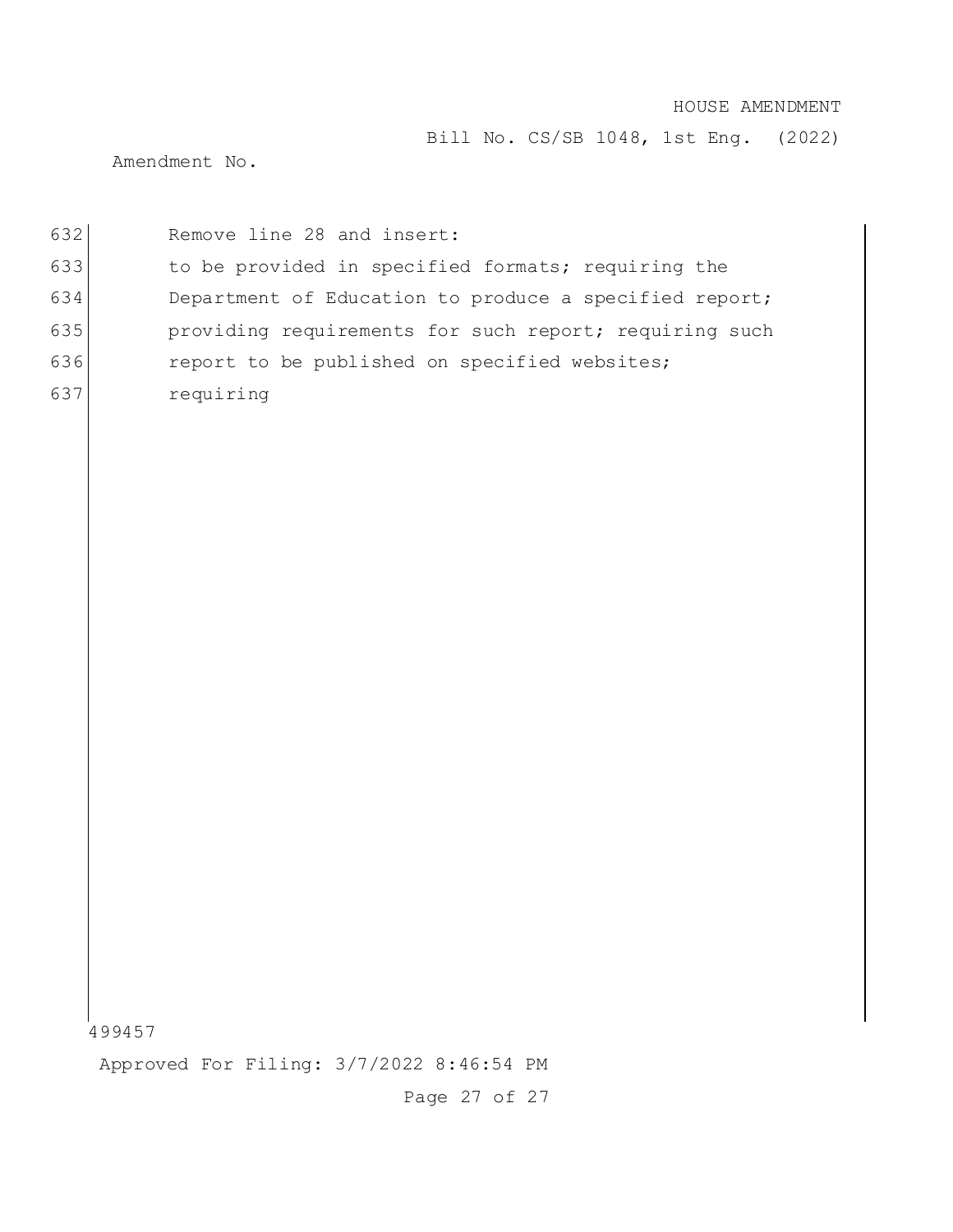HOUSE AMENDMENT

Bill No. CS/SB 1048, 1st Eng. (2022)

Amendment No.

632 Remove line 28 and insert:
633 to be provided in specified formats; requiring the
634 Department of Education to produce a specified report;
635 providing requirements for such report; requiring such
636 report to be published on specified websites;
637 requiring

499457

Approved For Filing: 3/7/2022 8:46:54 PM